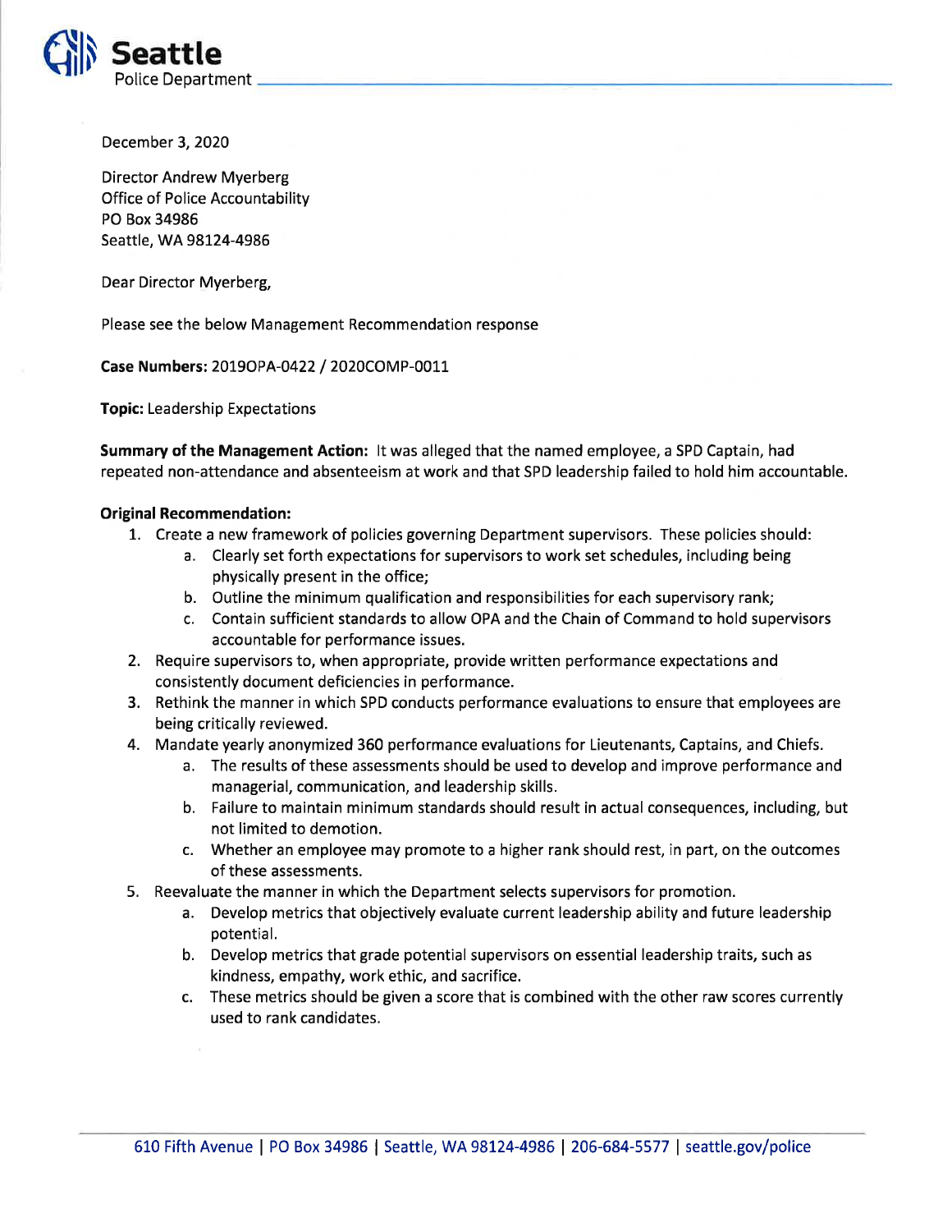**Seattle** Police Department

December 3, 2020

Director Andrew Myerberg
Office of Police Accountability
PO Box 34986
Seattle, WA 98124-4986

Dear Director Myerberg,

Please see the below Management Recommendation response

**Case Numbers:** 2019OPA-0422 / 2020COMP-0011

**Topic:** Leadership Expectations

**Summary of the Management Action:** It was alleged that the named employee, a SPD Captain, had repeated non-attendance and absenteeism at work and that SPD leadership failed to hold him accountable.

**Original Recommendation:**

1. Create a new framework of policies governing Department supervisors. These policies should:
   a. Clearly set forth expectations for supervisors to work set schedules, including being physically present in the office;
   b. Outline the minimum qualification and responsibilities for each supervisory rank;
   c. Contain sufficient standards to allow OPA and the Chain of Command to hold supervisors accountable for performance issues.
2. Require supervisors to, when appropriate, provide written performance expectations and consistently document deficiencies in performance.
3. Rethink the manner in which SPD conducts performance evaluations to ensure that employees are being critically reviewed.
4. Mandate yearly anonymized 360 performance evaluations for Lieutenants, Captains, and Chiefs.
   a. The results of these assessments should be used to develop and improve performance and managerial, communication, and leadership skills.
   b. Failure to maintain minimum standards should result in actual consequences, including, but not limited to demotion.
   c. Whether an employee may promote to a higher rank should rest, in part, on the outcomes of these assessments.
5. Reevaluate the manner in which the Department selects supervisors for promotion.
   a. Develop metrics that objectively evaluate current leadership ability and future leadership potential.
   b. Develop metrics that grade potential supervisors on essential leadership traits, such as kindness, empathy, work ethic, and sacrifice.
   c. These metrics should be given a score that is combined with the other raw scores currently used to rank candidates.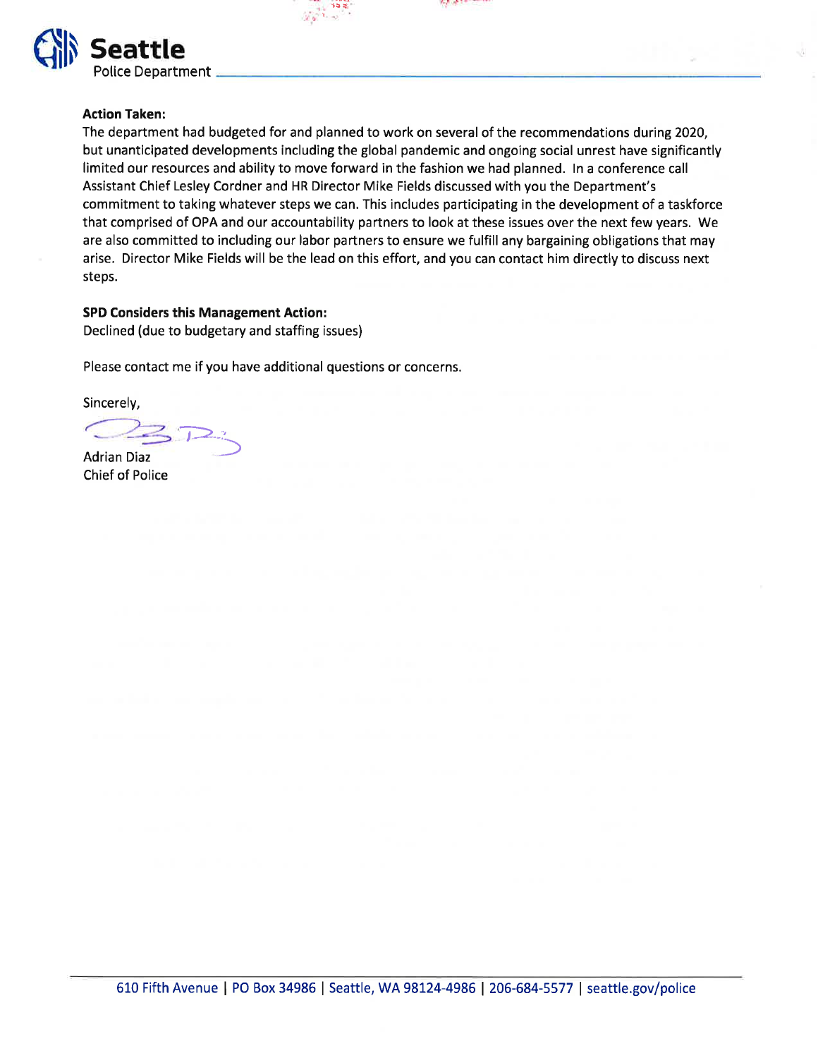**Action Taken:**

The department had budgeted for and planned to work on several of the recommendations during 2020, but unanticipated developments including the global pandemic and ongoing social unrest have significantly limited our resources and ability to move forward in the fashion we had planned. In a conference call Assistant Chief Lesley Cordner and HR Director Mike Fields discussed with you the Department's commitment to taking whatever steps we can. This includes participating in the development of a taskforce that comprised of OPA and our accountability partners to look at these issues over the next few years. We are also committed to including our labor partners to ensure we fulfill any bargaining obligations that may arise. Director Mike Fields will be the lead on this effort, and you can contact him directly to discuss next steps.

**SPD Considers this Management Action:**

Declined (due to budgetary and staffing issues)

Please contact me if you have additional questions or concerns.

Sincerely,

Adrian Diaz
Chief of Police